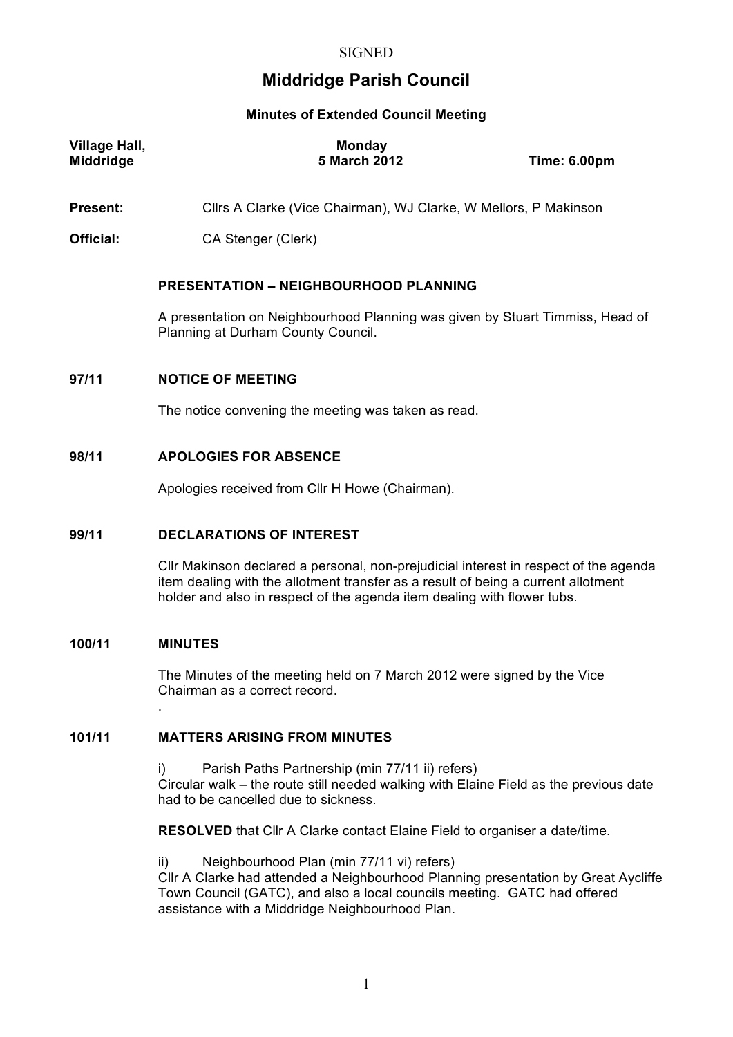SIGNED

# Middridge Parish Council

## Minutes of Extended Council Meeting

**Village Hall, Middridge** | **Monday 5 March 2012** | **Time: 6.00pm**

**Present:** Cllrs A Clarke (Vice Chairman), WJ Clarke, W Mellors, P Makinson

**Official:** CA Stenger (Clerk)

### PRESENTATION – NEIGHBOURHOOD PLANNING

A presentation on Neighbourhood Planning was given by Stuart Timmiss, Head of Planning at Durham County Council.

### 97/11 NOTICE OF MEETING

The notice convening the meeting was taken as read.

### 98/11 APOLOGIES FOR ABSENCE

Apologies received from Cllr H Howe (Chairman).

### 99/11 DECLARATIONS OF INTEREST

Cllr Makinson declared a personal, non-prejudicial interest in respect of the agenda item dealing with the allotment transfer as a result of being a current allotment holder and also in respect of the agenda item dealing with flower tubs.

### 100/11 MINUTES

The Minutes of the meeting held on 7 March 2012 were signed by the Vice Chairman as a correct record.

.

### 101/11 MATTERS ARISING FROM MINUTES

i) Parish Paths Partnership (min 77/11 ii) refers)
Circular walk – the route still needed walking with Elaine Field as the previous date had to be cancelled due to sickness.

**RESOLVED** that Cllr A Clarke contact Elaine Field to organiser a date/time.

ii) Neighbourhood Plan (min 77/11 vi) refers)
Cllr A Clarke had attended a Neighbourhood Planning presentation by Great Aycliffe Town Council (GATC), and also a local councils meeting. GATC had offered assistance with a Middridge Neighbourhood Plan.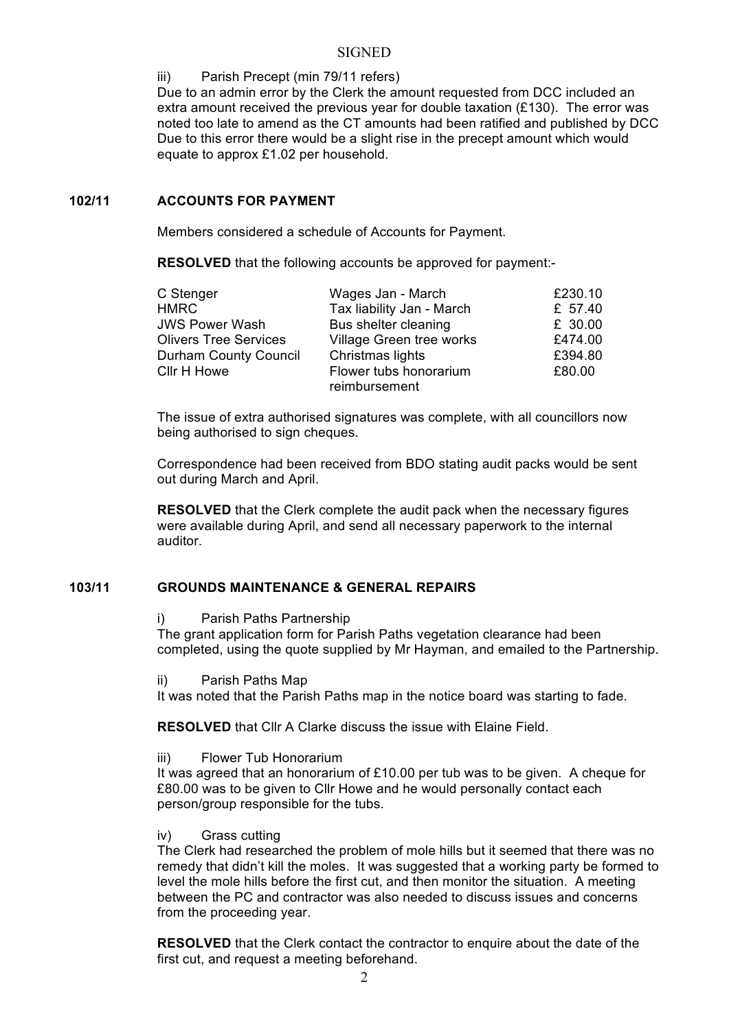iii) Parish Precept (min 79/11 refers)
Due to an admin error by the Clerk the amount requested from DCC included an extra amount received the previous year for double taxation (£130). The error was noted too late to amend as the CT amounts had been ratified and published by DCC Due to this error there would be a slight rise in the precept amount which would equate to approx £1.02 per household.

## 102/11 ACCOUNTS FOR PAYMENT

Members considered a schedule of Accounts for Payment.

**RESOLVED** that the following accounts be approved for payment:-

| | | |
|---|---|---|
| C Stenger | Wages Jan - March | £230.10 |
| HMRC | Tax liability Jan - March | £ 57.40 |
| JWS Power Wash | Bus shelter cleaning | £ 30.00 |
| Olivers Tree Services | Village Green tree works | £474.00 |
| Durham County Council | Christmas lights | £394.80 |
| Cllr H Howe | Flower tubs honorarium reimbursement | £80.00 |

The issue of extra authorised signatures was complete, with all councillors now being authorised to sign cheques.

Correspondence had been received from BDO stating audit packs would be sent out during March and April.

**RESOLVED** that the Clerk complete the audit pack when the necessary figures were available during April, and send all necessary paperwork to the internal auditor.

## 103/11 GROUNDS MAINTENANCE & GENERAL REPAIRS

i) Parish Paths Partnership
The grant application form for Parish Paths vegetation clearance had been completed, using the quote supplied by Mr Hayman, and emailed to the Partnership.

ii) Parish Paths Map
It was noted that the Parish Paths map in the notice board was starting to fade.

**RESOLVED** that Cllr A Clarke discuss the issue with Elaine Field.

iii) Flower Tub Honorarium
It was agreed that an honorarium of £10.00 per tub was to be given. A cheque for £80.00 was to be given to Cllr Howe and he would personally contact each person/group responsible for the tubs.

iv) Grass cutting
The Clerk had researched the problem of mole hills but it seemed that there was no remedy that didn't kill the moles. It was suggested that a working party be formed to level the mole hills before the first cut, and then monitor the situation. A meeting between the PC and contractor was also needed to discuss issues and concerns from the proceeding year.

**RESOLVED** that the Clerk contact the contractor to enquire about the date of the first cut, and request a meeting beforehand.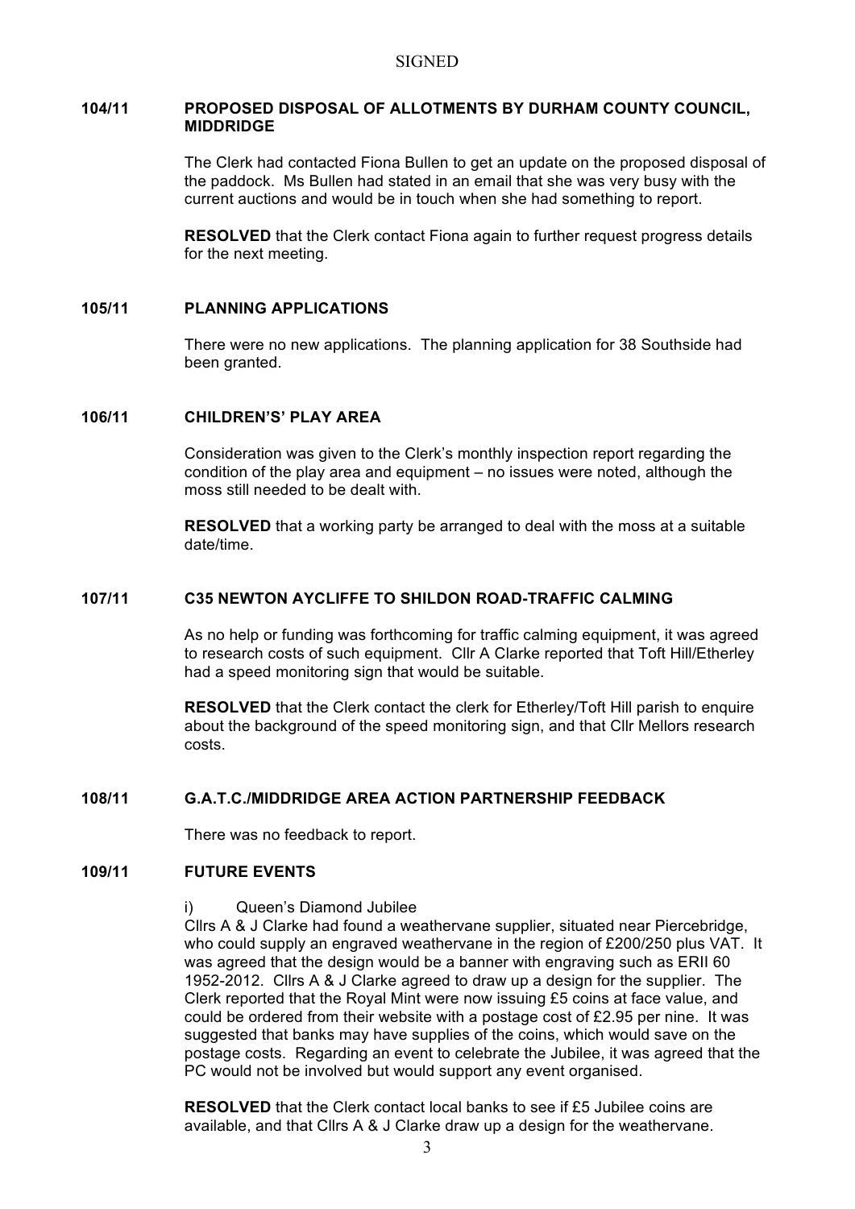SIGNED

## 104/11 PROPOSED DISPOSAL OF ALLOTMENTS BY DURHAM COUNTY COUNCIL, MIDDRIDGE

The Clerk had contacted Fiona Bullen to get an update on the proposed disposal of the paddock. Ms Bullen had stated in an email that she was very busy with the current auctions and would be in touch when she had something to report.

**RESOLVED** that the Clerk contact Fiona again to further request progress details for the next meeting.

## 105/11 PLANNING APPLICATIONS

There were no new applications. The planning application for 38 Southside had been granted.

## 106/11 CHILDREN'S' PLAY AREA

Consideration was given to the Clerk's monthly inspection report regarding the condition of the play area and equipment – no issues were noted, although the moss still needed to be dealt with.

**RESOLVED** that a working party be arranged to deal with the moss at a suitable date/time.

## 107/11 C35 NEWTON AYCLIFFE TO SHILDON ROAD-TRAFFIC CALMING

As no help or funding was forthcoming for traffic calming equipment, it was agreed to research costs of such equipment. Cllr A Clarke reported that Toft Hill/Etherley had a speed monitoring sign that would be suitable.

**RESOLVED** that the Clerk contact the clerk for Etherley/Toft Hill parish to enquire about the background of the speed monitoring sign, and that Cllr Mellors research costs.

## 108/11 G.A.T.C./MIDDRIDGE AREA ACTION PARTNERSHIP FEEDBACK

There was no feedback to report.

## 109/11 FUTURE EVENTS

i) Queen's Diamond Jubilee

Cllrs A & J Clarke had found a weathervane supplier, situated near Piercebridge, who could supply an engraved weathervane in the region of £200/250 plus VAT. It was agreed that the design would be a banner with engraving such as ERII 60 1952-2012. Cllrs A & J Clarke agreed to draw up a design for the supplier. The Clerk reported that the Royal Mint were now issuing £5 coins at face value, and could be ordered from their website with a postage cost of £2.95 per nine. It was suggested that banks may have supplies of the coins, which would save on the postage costs. Regarding an event to celebrate the Jubilee, it was agreed that the PC would not be involved but would support any event organised.

**RESOLVED** that the Clerk contact local banks to see if £5 Jubilee coins are available, and that Cllrs A & J Clarke draw up a design for the weathervane.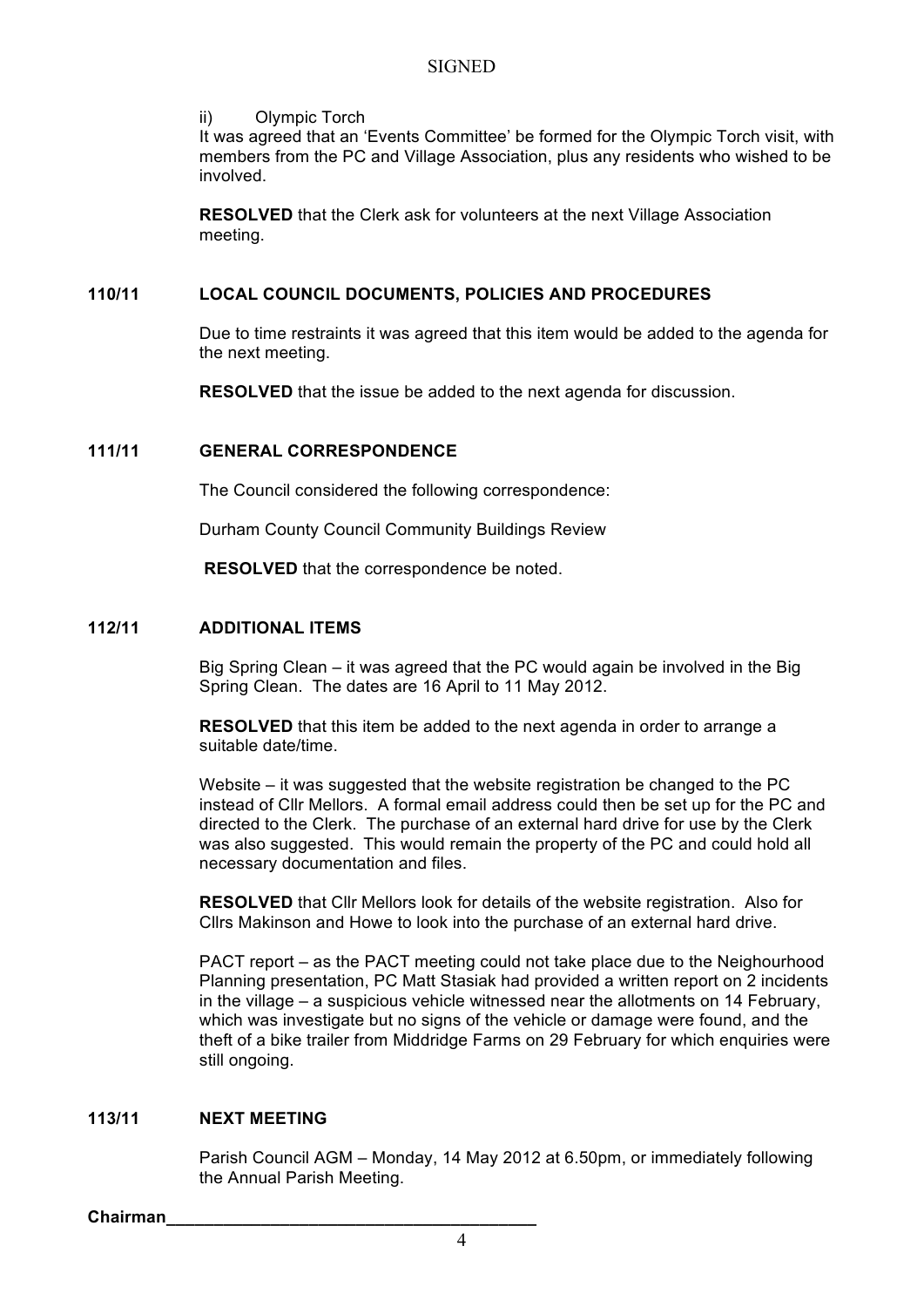SIGNED

ii) Olympic Torch

It was agreed that an 'Events Committee' be formed for the Olympic Torch visit, with members from the PC and Village Association, plus any residents who wished to be involved.

**RESOLVED** that the Clerk ask for volunteers at the next Village Association meeting.

## 110/11 LOCAL COUNCIL DOCUMENTS, POLICIES AND PROCEDURES

Due to time restraints it was agreed that this item would be added to the agenda for the next meeting.

**RESOLVED** that the issue be added to the next agenda for discussion.

## 111/11 GENERAL CORRESPONDENCE

The Council considered the following correspondence:

Durham County Council Community Buildings Review

**RESOLVED** that the correspondence be noted.

## 112/11 ADDITIONAL ITEMS

Big Spring Clean – it was agreed that the PC would again be involved in the Big Spring Clean. The dates are 16 April to 11 May 2012.

**RESOLVED** that this item be added to the next agenda in order to arrange a suitable date/time.

Website – it was suggested that the website registration be changed to the PC instead of Cllr Mellors. A formal email address could then be set up for the PC and directed to the Clerk. The purchase of an external hard drive for use by the Clerk was also suggested. This would remain the property of the PC and could hold all necessary documentation and files.

**RESOLVED** that Cllr Mellors look for details of the website registration. Also for Cllrs Makinson and Howe to look into the purchase of an external hard drive.

PACT report – as the PACT meeting could not take place due to the Neighourhood Planning presentation, PC Matt Stasiak had provided a written report on 2 incidents in the village – a suspicious vehicle witnessed near the allotments on 14 February, which was investigate but no signs of the vehicle or damage were found, and the theft of a bike trailer from Middridge Farms on 29 February for which enquiries were still ongoing.

## 113/11 NEXT MEETING

Parish Council AGM – Monday, 14 May 2012 at 6.50pm, or immediately following the Annual Parish Meeting.

**Chairman**\_\_\_\_\_\_\_\_\_\_\_\_\_\_\_\_\_\_\_\_\_\_\_\_\_\_\_\_\_\_\_\_\_\_\_\_\_\_\_\_